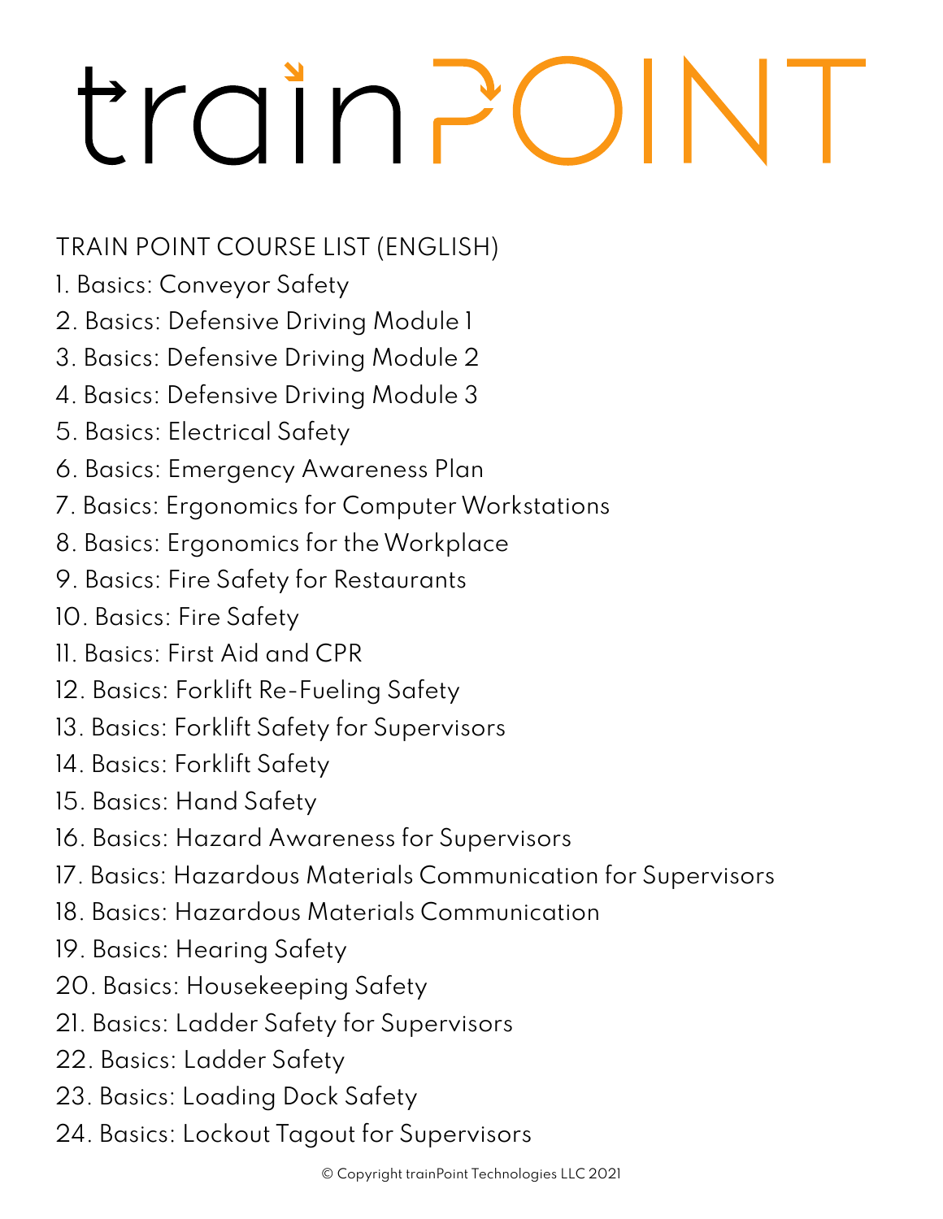# trainPOINT

TRAIN POINT COURSE LIST (ENGLISH)

1. Basics: Conveyor Safety
2. Basics: Defensive Driving Module 1
3. Basics: Defensive Driving Module 2
4. Basics: Defensive Driving Module 3
5. Basics: Electrical Safety
6. Basics: Emergency Awareness Plan
7. Basics: Ergonomics for Computer Workstations
8. Basics: Ergonomics for the Workplace
9. Basics: Fire Safety for Restaurants
10. Basics: Fire Safety
11. Basics: First Aid and CPR
12. Basics: Forklift Re-Fueling Safety
13. Basics: Forklift Safety for Supervisors
14. Basics: Forklift Safety
15. Basics: Hand Safety
16. Basics: Hazard Awareness for Supervisors
17. Basics: Hazardous Materials Communication for Supervisors
18. Basics: Hazardous Materials Communication
19. Basics: Hearing Safety
20. Basics: Housekeeping Safety
21. Basics: Ladder Safety for Supervisors
22. Basics: Ladder Safety
23. Basics: Loading Dock Safety
24. Basics: Lockout Tagout for Supervisors

© Copyright trainPoint Technologies LLC 2021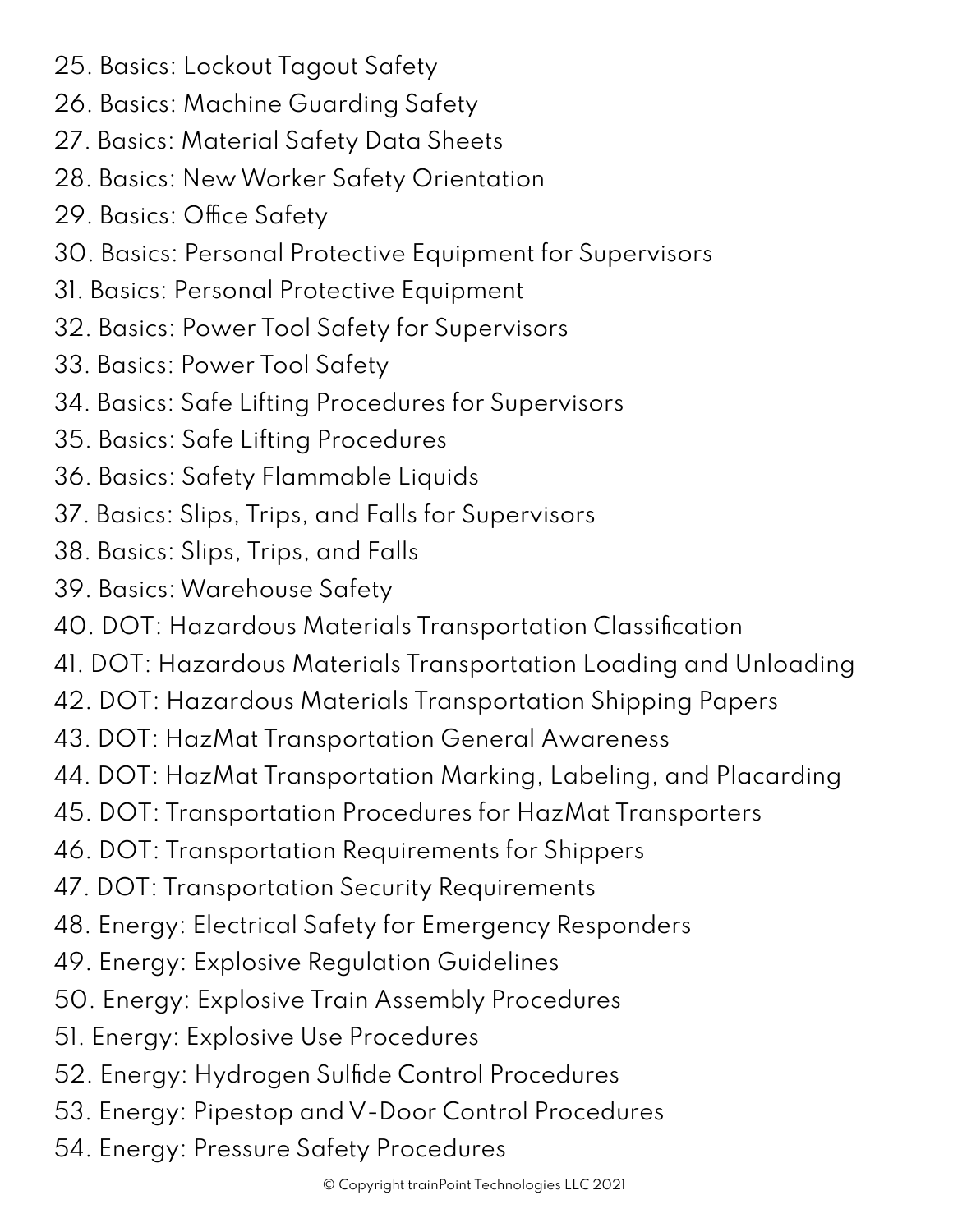25. Basics: Lockout Tagout Safety
26. Basics: Machine Guarding Safety
27. Basics: Material Safety Data Sheets
28. Basics: New Worker Safety Orientation
29. Basics: Office Safety
30. Basics: Personal Protective Equipment for Supervisors
31. Basics: Personal Protective Equipment
32. Basics: Power Tool Safety for Supervisors
33. Basics: Power Tool Safety
34. Basics: Safe Lifting Procedures for Supervisors
35. Basics: Safe Lifting Procedures
36. Basics: Safety Flammable Liquids
37. Basics: Slips, Trips, and Falls for Supervisors
38. Basics: Slips, Trips, and Falls
39. Basics: Warehouse Safety
40. DOT: Hazardous Materials Transportation Classification
41. DOT: Hazardous Materials Transportation Loading and Unloading
42. DOT: Hazardous Materials Transportation Shipping Papers
43. DOT: HazMat Transportation General Awareness
44. DOT: HazMat Transportation Marking, Labeling, and Placarding
45. DOT: Transportation Procedures for HazMat Transporters
46. DOT: Transportation Requirements for Shippers
47. DOT: Transportation Security Requirements
48. Energy: Electrical Safety for Emergency Responders
49. Energy: Explosive Regulation Guidelines
50. Energy: Explosive Train Assembly Procedures
51. Energy: Explosive Use Procedures
52. Energy: Hydrogen Sulfide Control Procedures
53. Energy: Pipestop and V-Door Control Procedures
54. Energy: Pressure Safety Procedures

© Copyright trainPoint Technologies LLC 2021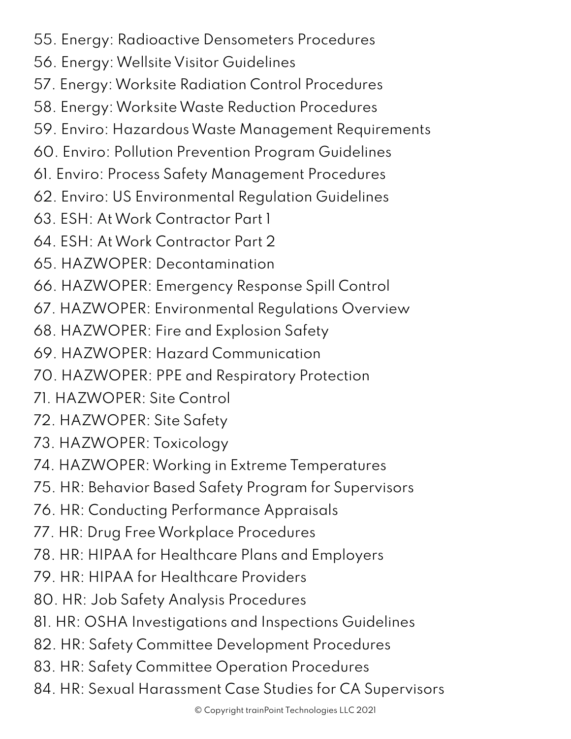55. Energy: Radioactive Densometers Procedures
56. Energy: Wellsite Visitor Guidelines
57. Energy: Worksite Radiation Control Procedures
58. Energy: Worksite Waste Reduction Procedures
59. Enviro: Hazardous Waste Management Requirements
60. Enviro: Pollution Prevention Program Guidelines
61. Enviro: Process Safety Management Procedures
62. Enviro: US Environmental Regulation Guidelines
63. ESH: At Work Contractor Part 1
64. ESH: At Work Contractor Part 2
65. HAZWOPER: Decontamination
66. HAZWOPER: Emergency Response Spill Control
67. HAZWOPER: Environmental Regulations Overview
68. HAZWOPER: Fire and Explosion Safety
69. HAZWOPER: Hazard Communication
70. HAZWOPER: PPE and Respiratory Protection
71. HAZWOPER: Site Control
72. HAZWOPER: Site Safety
73. HAZWOPER: Toxicology
74. HAZWOPER: Working in Extreme Temperatures
75. HR: Behavior Based Safety Program for Supervisors
76. HR: Conducting Performance Appraisals
77. HR: Drug Free Workplace Procedures
78. HR: HIPAA for Healthcare Plans and Employers
79. HR: HIPAA for Healthcare Providers
80. HR: Job Safety Analysis Procedures
81. HR: OSHA Investigations and Inspections Guidelines
82. HR: Safety Committee Development Procedures
83. HR: Safety Committee Operation Procedures
84. HR: Sexual Harassment Case Studies for CA Supervisors

© Copyright trainPoint Technologies LLC 2021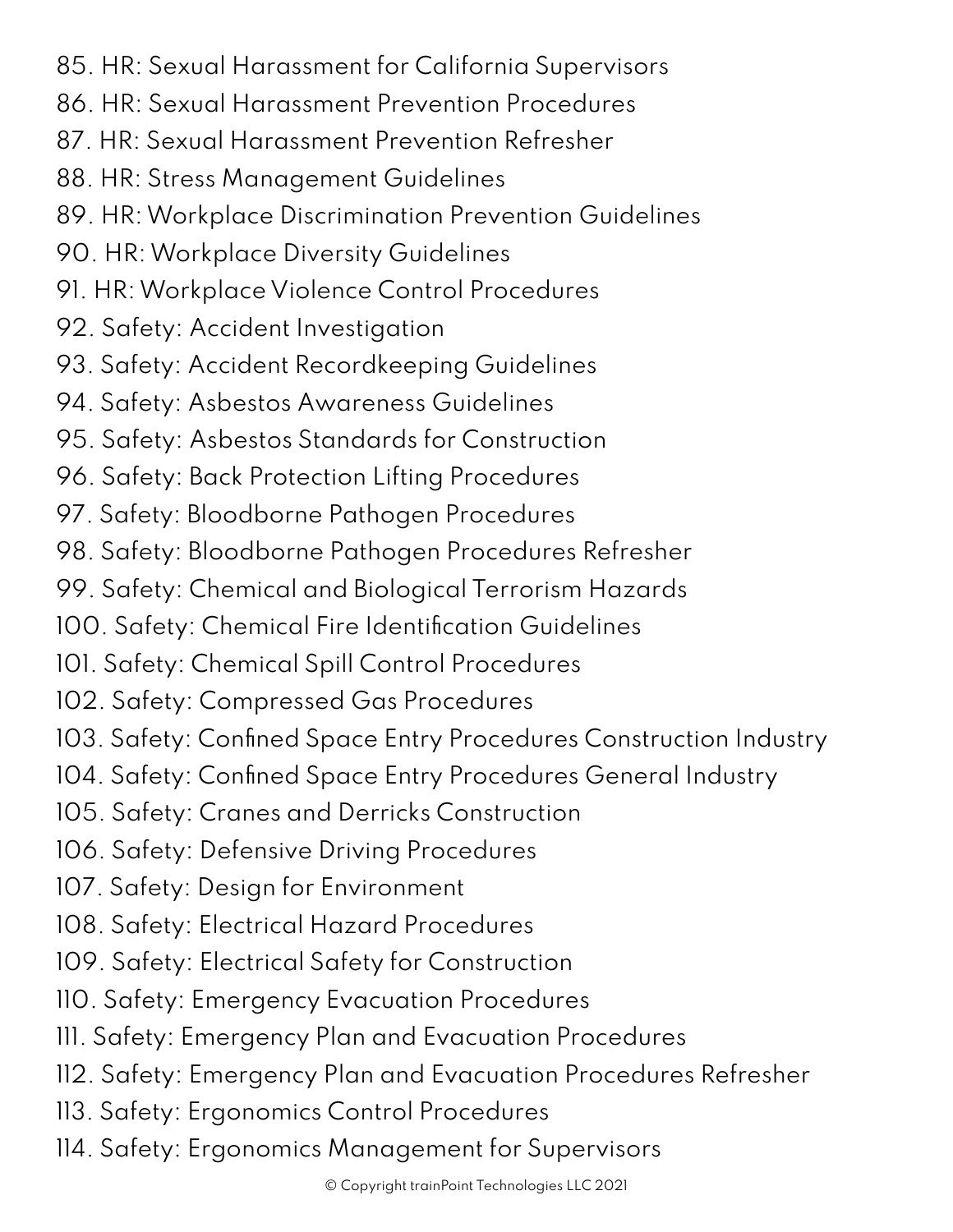85. HR: Sexual Harassment for California Supervisors
86. HR: Sexual Harassment Prevention Procedures
87. HR: Sexual Harassment Prevention Refresher
88. HR: Stress Management Guidelines
89. HR: Workplace Discrimination Prevention Guidelines
90. HR: Workplace Diversity Guidelines
91. HR: Workplace Violence Control Procedures
92. Safety: Accident Investigation
93. Safety: Accident Recordkeeping Guidelines
94. Safety: Asbestos Awareness Guidelines
95. Safety: Asbestos Standards for Construction
96. Safety: Back Protection Lifting Procedures
97. Safety: Bloodborne Pathogen Procedures
98. Safety: Bloodborne Pathogen Procedures Refresher
99. Safety: Chemical and Biological Terrorism Hazards
100. Safety: Chemical Fire Identification Guidelines
101. Safety: Chemical Spill Control Procedures
102. Safety: Compressed Gas Procedures
103. Safety: Confined Space Entry Procedures Construction Industry
104. Safety: Confined Space Entry Procedures General Industry
105. Safety: Cranes and Derricks Construction
106. Safety: Defensive Driving Procedures
107. Safety: Design for Environment
108. Safety: Electrical Hazard Procedures
109. Safety: Electrical Safety for Construction
110. Safety: Emergency Evacuation Procedures
111. Safety: Emergency Plan and Evacuation Procedures
112. Safety: Emergency Plan and Evacuation Procedures Refresher
113. Safety: Ergonomics Control Procedures
114. Safety: Ergonomics Management for Supervisors

© Copyright trainPoint Technologies LLC 2021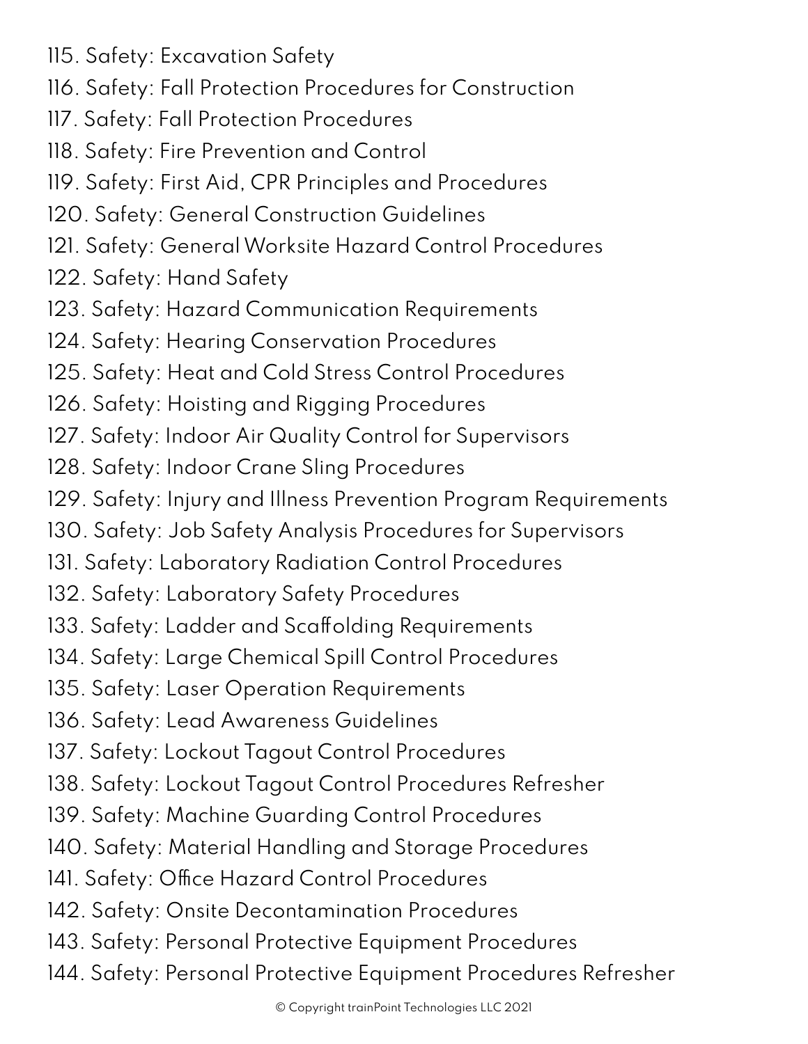115. Safety: Excavation Safety
116. Safety: Fall Protection Procedures for Construction
117. Safety: Fall Protection Procedures
118. Safety: Fire Prevention and Control
119. Safety: First Aid, CPR Principles and Procedures
120. Safety: General Construction Guidelines
121. Safety: General Worksite Hazard Control Procedures
122. Safety: Hand Safety
123. Safety: Hazard Communication Requirements
124. Safety: Hearing Conservation Procedures
125. Safety: Heat and Cold Stress Control Procedures
126. Safety: Hoisting and Rigging Procedures
127. Safety: Indoor Air Quality Control for Supervisors
128. Safety: Indoor Crane Sling Procedures
129. Safety: Injury and Illness Prevention Program Requirements
130. Safety: Job Safety Analysis Procedures for Supervisors
131. Safety: Laboratory Radiation Control Procedures
132. Safety: Laboratory Safety Procedures
133. Safety: Ladder and Scaffolding Requirements
134. Safety: Large Chemical Spill Control Procedures
135. Safety: Laser Operation Requirements
136. Safety: Lead Awareness Guidelines
137. Safety: Lockout Tagout Control Procedures
138. Safety: Lockout Tagout Control Procedures Refresher
139. Safety: Machine Guarding Control Procedures
140. Safety: Material Handling and Storage Procedures
141. Safety: Office Hazard Control Procedures
142. Safety: Onsite Decontamination Procedures
143. Safety: Personal Protective Equipment Procedures
144. Safety: Personal Protective Equipment Procedures Refresher

© Copyright trainPoint Technologies LLC 2021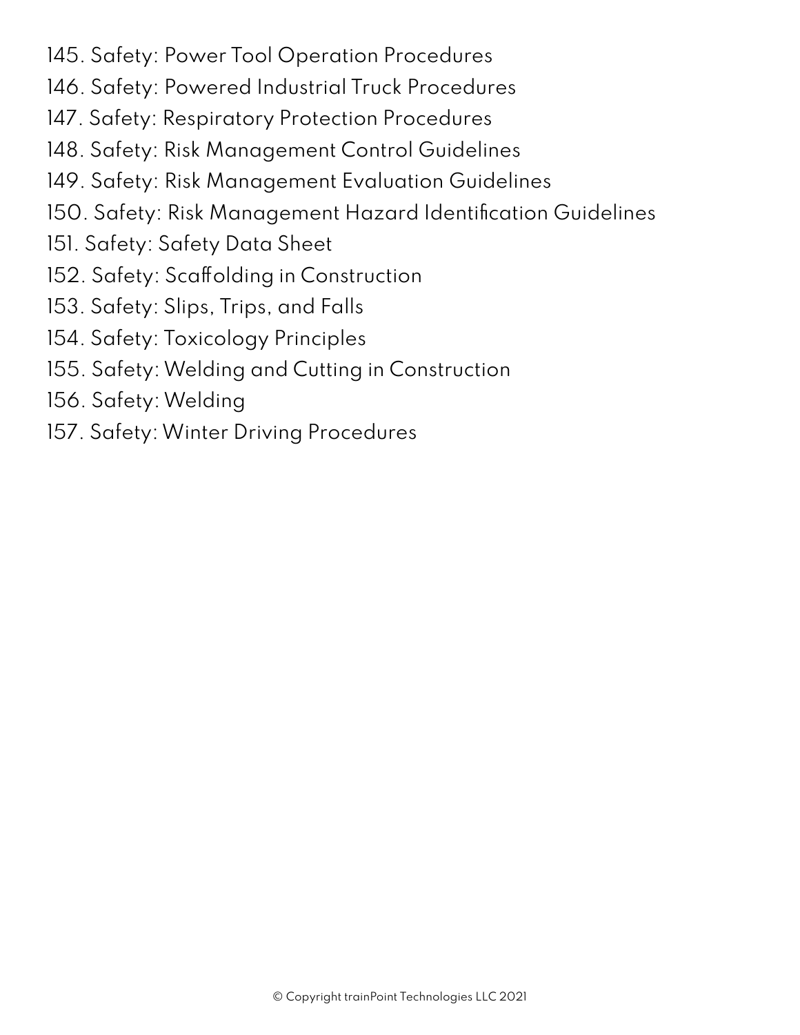145. Safety: Power Tool Operation Procedures
146. Safety: Powered Industrial Truck Procedures
147. Safety: Respiratory Protection Procedures
148. Safety: Risk Management Control Guidelines
149. Safety: Risk Management Evaluation Guidelines
150. Safety: Risk Management Hazard Identification Guidelines
151. Safety: Safety Data Sheet
152. Safety: Scaffolding in Construction
153. Safety: Slips, Trips, and Falls
154. Safety: Toxicology Principles
155. Safety: Welding and Cutting in Construction
156. Safety: Welding
157. Safety: Winter Driving Procedures

© Copyright trainPoint Technologies LLC 2021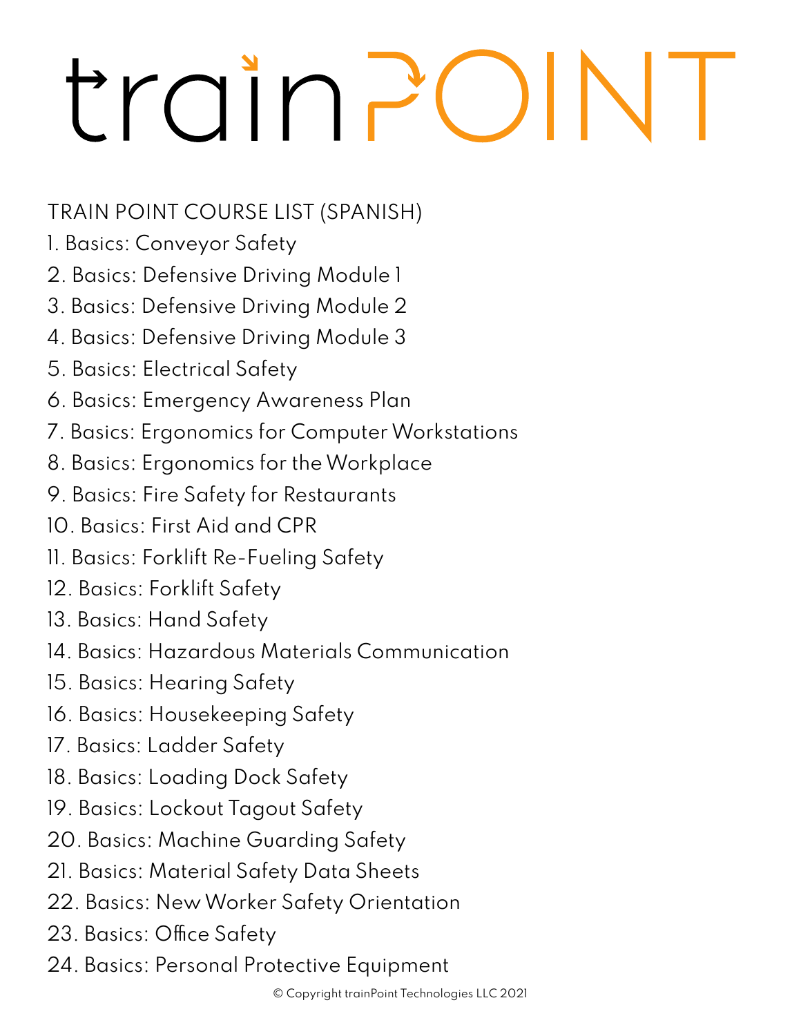# trainPOINT

TRAIN POINT COURSE LIST (SPANISH)

1. Basics: Conveyor Safety
2. Basics: Defensive Driving Module 1
3. Basics: Defensive Driving Module 2
4. Basics: Defensive Driving Module 3
5. Basics: Electrical Safety
6. Basics: Emergency Awareness Plan
7. Basics: Ergonomics for Computer Workstations
8. Basics: Ergonomics for the Workplace
9. Basics: Fire Safety for Restaurants
10. Basics: First Aid and CPR
11. Basics: Forklift Re-Fueling Safety
12. Basics: Forklift Safety
13. Basics: Hand Safety
14. Basics: Hazardous Materials Communication
15. Basics: Hearing Safety
16. Basics: Housekeeping Safety
17. Basics: Ladder Safety
18. Basics: Loading Dock Safety
19. Basics: Lockout Tagout Safety
20. Basics: Machine Guarding Safety
21. Basics: Material Safety Data Sheets
22. Basics: New Worker Safety Orientation
23. Basics: Office Safety
24. Basics: Personal Protective Equipment

© Copyright trainPoint Technologies LLC 2021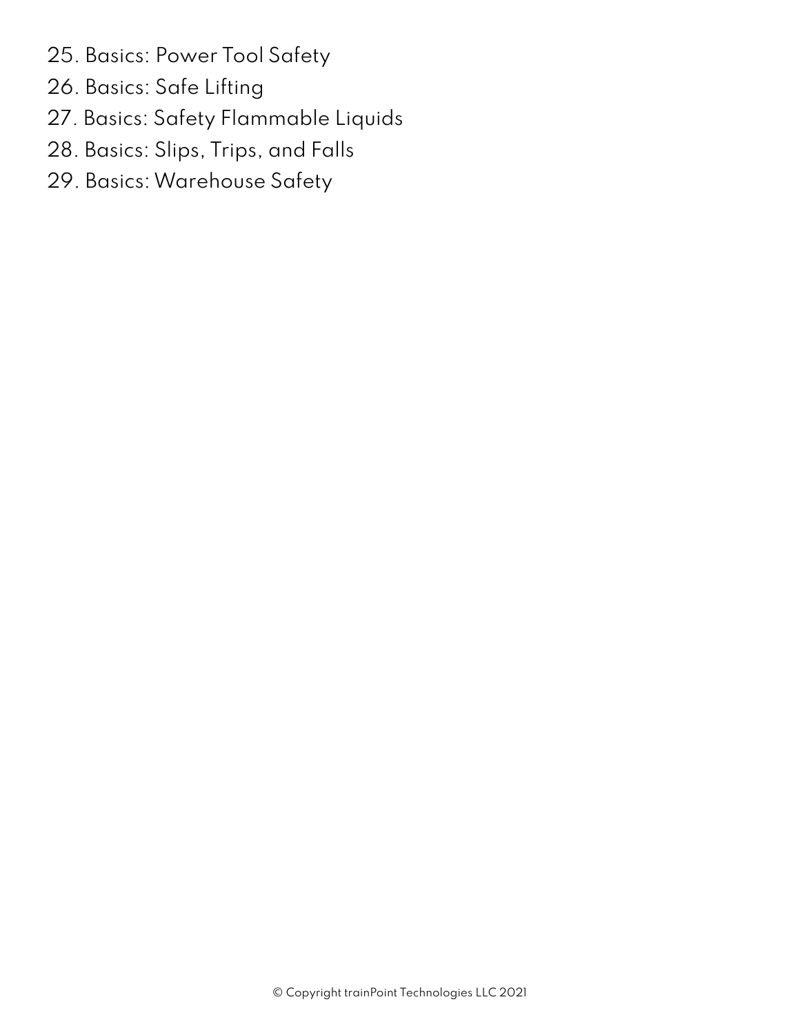25. Basics: Power Tool Safety
26. Basics: Safe Lifting
27. Basics: Safety Flammable Liquids
28. Basics: Slips, Trips, and Falls
29. Basics: Warehouse Safety

© Copyright trainPoint Technologies LLC 2021